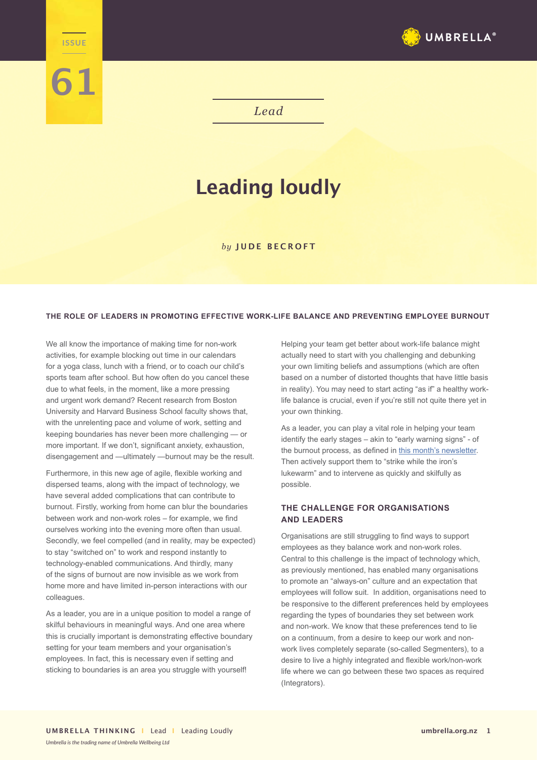ISSUE

61

*Lead*

# Leading loudly

*by* **JUDE BECROFT**

## THE ROLE OF LEADERS IN PROMOTING EFFECTIVE WORK-LIFE BALANCE AND PREVENTING EMPLOYEE BURNOUT

We all know the importance of making time for non-work activities, for example blocking out time in our calendars for a yoga class, lunch with a friend, or to coach our child's sports team after school. But how often do you cancel these due to what feels, in the moment, like a more pressing and urgent work demand? Recent research from Boston University and Harvard Business School faculty shows that, with the unrelenting pace and volume of work, setting and keeping boundaries has never been more challenging — or more important. If we don't, significant anxiety, exhaustion, disengagement and —ultimately —burnout may be the result.

Furthermore, in this new age of agile, flexible working and dispersed teams, along with the impact of technology, we have several added complications that can contribute to burnout. Firstly, working from home can blur the boundaries between work and non-work roles – for example, we find ourselves working into the evening more often than usual. Secondly, we feel compelled (and in reality, may be expected) to stay "switched on" to work and respond instantly to technology-enabled communications. And thirdly, many of the signs of burnout are now invisible as we work from home more and have limited in-person interactions with our colleagues.

As a leader, you are in a unique position to model a range of skilful behaviours in meaningful ways. And one area where this is crucially important is demonstrating effective boundary setting for your team members and your organisation's employees. In fact, this is necessary even if setting and sticking to boundaries is an area you struggle with yourself!

Helping your team get better about work-life balance might actually need to start with you challenging and debunking your own limiting beliefs and assumptions (which are often based on a number of distorted thoughts that have little basis in reality). You may need to start acting "as if" a healthy work-life balance is crucial, even if you're still not quite there yet in your own thinking.

As a leader, you can play a vital role in helping your team identify the early stages – akin to "early warning signs" - of the burnout process, as defined in [this month's newsletter](). Then actively support them to "strike while the iron's lukewarm" and to intervene as quickly and skilfully as possible.

### THE CHALLENGE FOR ORGANISATIONS AND LEADERS

Organisations are still struggling to find ways to support employees as they balance work and non-work roles. Central to this challenge is the impact of technology which, as previously mentioned, has enabled many organisations to promote an "always-on" culture and an expectation that employees will follow suit. In addition, organisations need to be responsive to the different preferences held by employees regarding the types of boundaries they set between work and non-work. We know that these preferences tend to lie on a continuum, from a desire to keep our work and non-work lives completely separate (so-called Segmenters), to a desire to live a highly integrated and flexible work/non-work life where we can go between these two spaces as required (Integrators).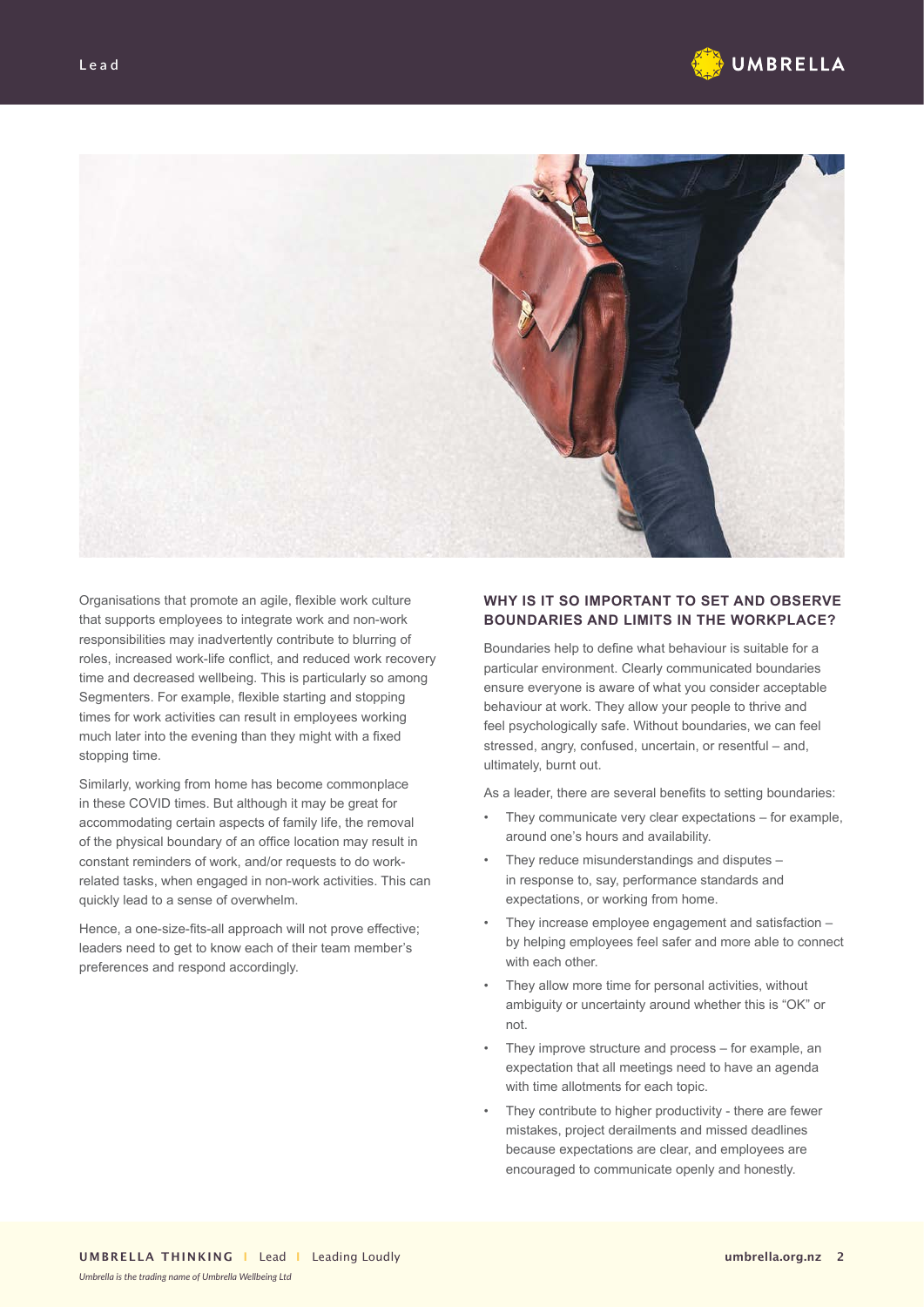Organisations that promote an agile, flexible work culture that supports employees to integrate work and non-work responsibilities may inadvertently contribute to blurring of roles, increased work-life conflict, and reduced work recovery time and decreased wellbeing. This is particularly so among Segmenters. For example, flexible starting and stopping times for work activities can result in employees working much later into the evening than they might with a fixed stopping time.

Similarly, working from home has become commonplace in these COVID times. But although it may be great for accommodating certain aspects of family life, the removal of the physical boundary of an office location may result in constant reminders of work, and/or requests to do work-related tasks, when engaged in non-work activities. This can quickly lead to a sense of overwhelm.

Hence, a one-size-fits-all approach will not prove effective; leaders need to get to know each of their team member's preferences and respond accordingly.

## WHY IS IT SO IMPORTANT TO SET AND OBSERVE BOUNDARIES AND LIMITS IN THE WORKPLACE?

Boundaries help to define what behaviour is suitable for a particular environment. Clearly communicated boundaries ensure everyone is aware of what you consider acceptable behaviour at work. They allow your people to thrive and feel psychologically safe. Without boundaries, we can feel stressed, angry, confused, uncertain, or resentful – and, ultimately, burnt out.

As a leader, there are several benefits to setting boundaries:

- They communicate very clear expectations – for example, around one's hours and availability.
- They reduce misunderstandings and disputes – in response to, say, performance standards and expectations, or working from home.
- They increase employee engagement and satisfaction – by helping employees feel safer and more able to connect with each other.
- They allow more time for personal activities, without ambiguity or uncertainty around whether this is "OK" or not.
- They improve structure and process – for example, an expectation that all meetings need to have an agenda with time allotments for each topic.
- They contribute to higher productivity - there are fewer mistakes, project derailments and missed deadlines because expectations are clear, and employees are encouraged to communicate openly and honestly.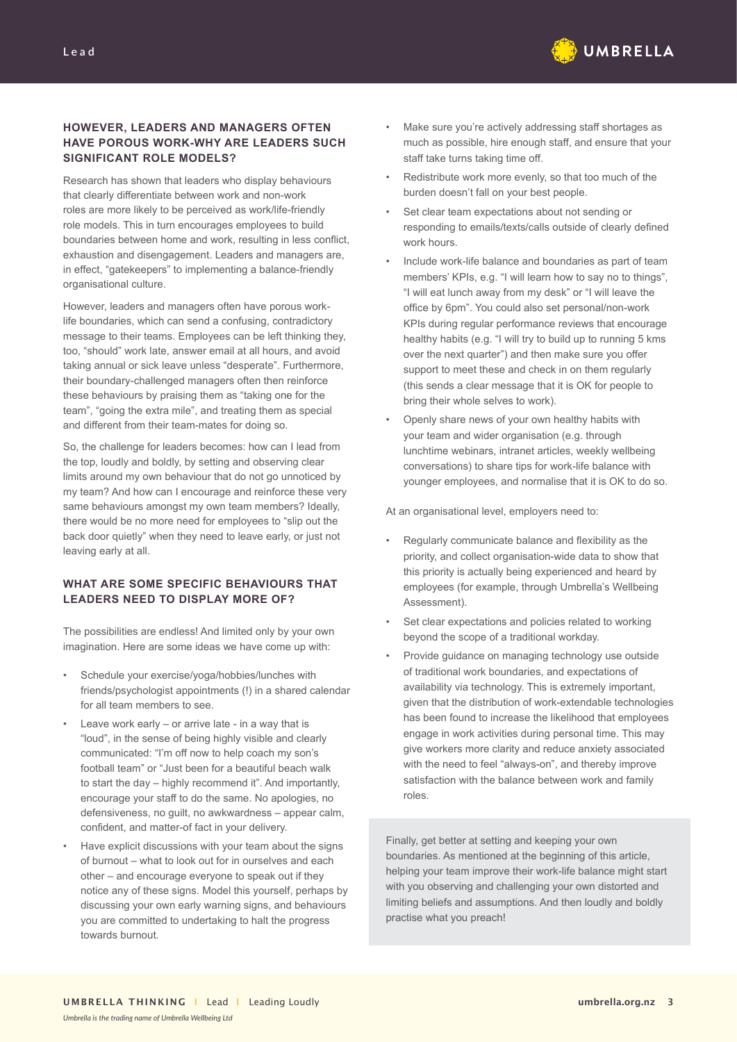## HOWEVER, LEADERS AND MANAGERS OFTEN HAVE POROUS WORK-WHY ARE LEADERS SUCH SIGNIFICANT ROLE MODELS?

Research has shown that leaders who display behaviours that clearly differentiate between work and non-work roles are more likely to be perceived as work/life-friendly role models. This in turn encourages employees to build boundaries between home and work, resulting in less conflict, exhaustion and disengagement. Leaders and managers are, in effect, "gatekeepers" to implementing a balance-friendly organisational culture.

However, leaders and managers often have porous work-life boundaries, which can send a confusing, contradictory message to their teams. Employees can be left thinking they, too, "should" work late, answer email at all hours, and avoid taking annual or sick leave unless "desperate". Furthermore, their boundary-challenged managers often then reinforce these behaviours by praising them as "taking one for the team", "going the extra mile", and treating them as special and different from their team-mates for doing so.

So, the challenge for leaders becomes: how can I lead from the top, loudly and boldly, by setting and observing clear limits around my own behaviour that do not go unnoticed by my team? And how can I encourage and reinforce these very same behaviours amongst my own team members? Ideally, there would be no more need for employees to "slip out the back door quietly" when they need to leave early, or just not leaving early at all.

## WHAT ARE SOME SPECIFIC BEHAVIOURS THAT LEADERS NEED TO DISPLAY MORE OF?

The possibilities are endless! And limited only by your own imagination. Here are some ideas we have come up with:

- Schedule your exercise/yoga/hobbies/lunches with friends/psychologist appointments (!) in a shared calendar for all team members to see.
- Leave work early – or arrive late - in a way that is "loud", in the sense of being highly visible and clearly communicated: "I'm off now to help coach my son's football team" or "Just been for a beautiful beach walk to start the day – highly recommend it". And importantly, encourage your staff to do the same. No apologies, no defensiveness, no guilt, no awkwardness – appear calm, confident, and matter-of fact in your delivery.
- Have explicit discussions with your team about the signs of burnout – what to look out for in ourselves and each other – and encourage everyone to speak out if they notice any of these signs. Model this yourself, perhaps by discussing your own early warning signs, and behaviours you are committed to undertaking to halt the progress towards burnout.
- Make sure you're actively addressing staff shortages as much as possible, hire enough staff, and ensure that your staff take turns taking time off.
- Redistribute work more evenly, so that too much of the burden doesn't fall on your best people.
- Set clear team expectations about not sending or responding to emails/texts/calls outside of clearly defined work hours.
- Include work-life balance and boundaries as part of team members' KPIs, e.g. "I will learn how to say no to things", "I will eat lunch away from my desk" or "I will leave the office by 6pm". You could also set personal/non-work KPIs during regular performance reviews that encourage healthy habits (e.g. "I will try to build up to running 5 kms over the next quarter") and then make sure you offer support to meet these and check in on them regularly (this sends a clear message that it is OK for people to bring their whole selves to work).
- Openly share news of your own healthy habits with your team and wider organisation (e.g. through lunchtime webinars, intranet articles, weekly wellbeing conversations) to share tips for work-life balance with younger employees, and normalise that it is OK to do so.

At an organisational level, employers need to:

- Regularly communicate balance and flexibility as the priority, and collect organisation-wide data to show that this priority is actually being experienced and heard by employees (for example, through Umbrella's Wellbeing Assessment).
- Set clear expectations and policies related to working beyond the scope of a traditional workday.
- Provide guidance on managing technology use outside of traditional work boundaries, and expectations of availability via technology. This is extremely important, given that the distribution of work-extendable technologies has been found to increase the likelihood that employees engage in work activities during personal time. This may give workers more clarity and reduce anxiety associated with the need to feel "always-on", and thereby improve satisfaction with the balance between work and family roles.

Finally, get better at setting and keeping your own boundaries. As mentioned at the beginning of this article, helping your team improve their work-life balance might start with you observing and challenging your own distorted and limiting beliefs and assumptions. And then loudly and boldly practise what you preach!

*Umbrella is the trading name of Umbrella Wellbeing Ltd*